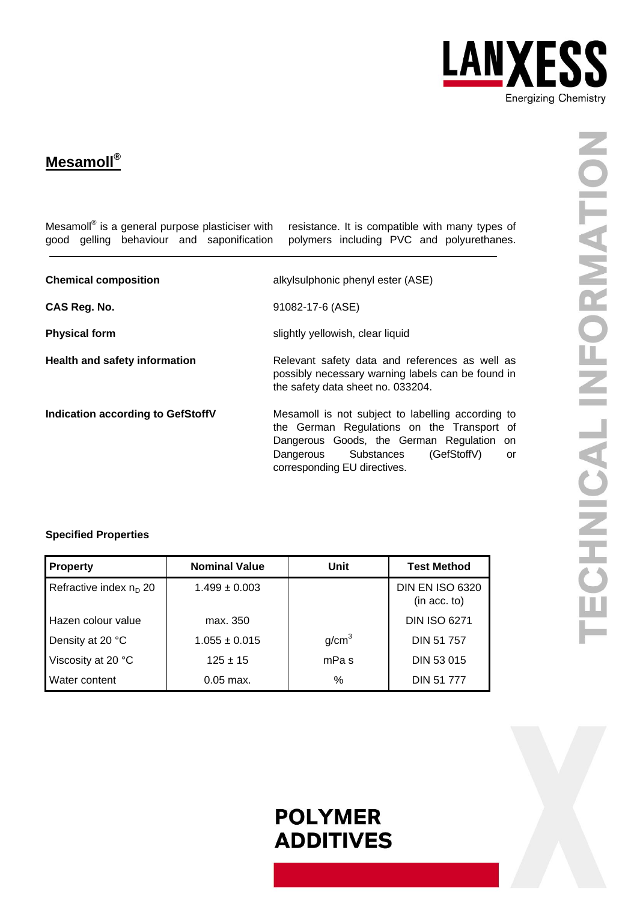# Mesamoll®

Mesamoll® is a general purpose plasticiser with good gelling behaviour and saponification resistance. It is compatible with many types of polymers including PVC and polyurethanes.

**Chemical composition**

alkylsulphonic phenyl ester (ASE)

**CAS Reg. No.**

91082-17-6 (ASE)

**Physical form**

slightly yellowish, clear liquid

**Health and safety information**

Relevant safety data and references as well as possibly necessary warning labels can be found in the safety data sheet no. 033204.

**Indication according to GefStoffV**

Mesamoll is not subject to labelling according to the German Regulations on the Transport of Dangerous Goods, the German Regulation on Dangerous Substances (GefStoffV) or corresponding EU directives.

**Specified Properties**

| Property | Nominal Value | Unit | Test Method |
|---|---|---|---|
| Refractive index $n_D$ 20 | 1.499 ± 0.003 | | DIN EN ISO 6320 (in acc. to) |
| Hazen colour value | max. 350 | | DIN ISO 6271 |
| Density at 20 °C | 1.055 ± 0.015 | $g/cm^3$ | DIN 51 757 |
| Viscosity at 20 °C | 125 ± 15 | mPa s | DIN 53 015 |
| Water content | 0.05 max. | % | DIN 51 777 |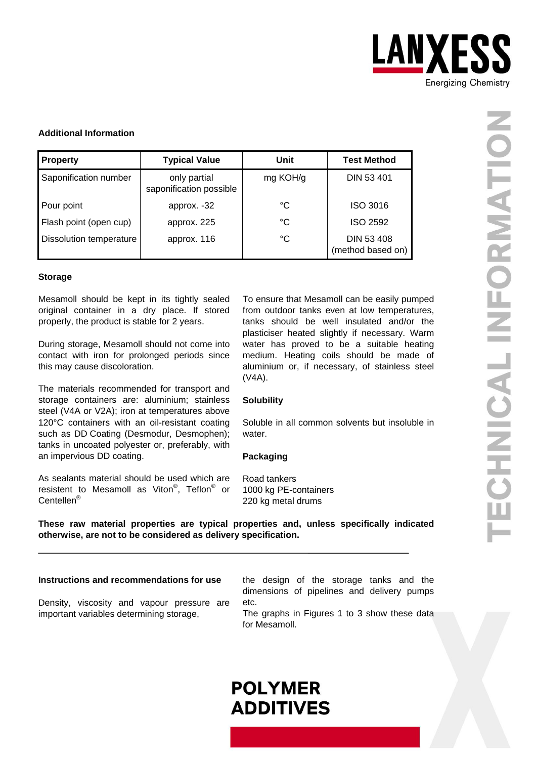## Additional Information

| Property | Typical Value | Unit | Test Method |
|---|---|---|---|
| Saponification number | only partial saponification possible | mg KOH/g | DIN 53 401 |
| Pour point | approx. -32 | °C | ISO 3016 |
| Flash point (open cup) | approx. 225 | °C | ISO 2592 |
| Dissolution temperature | approx. 116 | °C | DIN 53 408 (method based on) |

### Storage

Mesamoll should be kept in its tightly sealed original container in a dry place. If stored properly, the product is stable for 2 years.

During storage, Mesamoll should not come into contact with iron for prolonged periods since this may cause discoloration.

The materials recommended for transport and storage containers are: aluminium; stainless steel (V4A or V2A); iron at temperatures above 120°C containers with an oil-resistant coating such as DD Coating (Desmodur, Desmophen); tanks in uncoated polyester or, preferably, with an impervious DD coating.

As sealants material should be used which are resistent to Mesamoll as Viton®, Teflon® or Centellen®

To ensure that Mesamoll can be easily pumped from outdoor tanks even at low temperatures, tanks should be well insulated and/or the plasticiser heated slightly if necessary. Warm water has proved to be a suitable heating medium. Heating coils should be made of aluminium or, if necessary, of stainless steel (V4A).

### Solubility

Soluble in all common solvents but insoluble in water.

### Packaging

Road tankers
1000 kg PE-containers
220 kg metal drums

**These raw material properties are typical properties and, unless specifically indicated otherwise, are not to be considered as delivery specification.**

---

### Instructions and recommendations for use

Density, viscosity and vapour pressure are important variables determining storage, the design of the storage tanks and the dimensions of pipelines and delivery pumps etc.
The graphs in Figures 1 to 3 show these data for Mesamoll.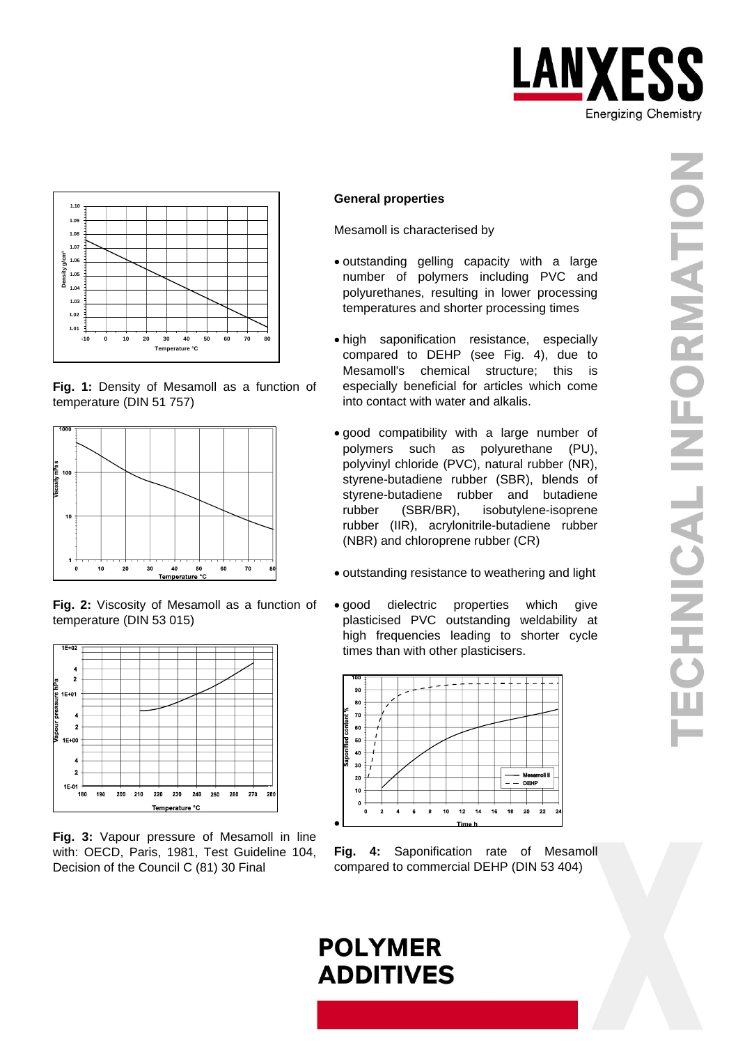Fig. 1: Density of Mesamoll as a function of temperature (DIN 51 757)

Fig. 2: Viscosity of Mesamoll as a function of temperature (DIN 53 015)

Fig. 3: Vapour pressure of Mesamoll in line with: OECD, Paris, 1981, Test Guideline 104, Decision of the Council C (81) 30 Final

**General properties**

Mesamoll is characterised by

- outstanding gelling capacity with a large number of polymers including PVC and polyurethanes, resulting in lower processing temperatures and shorter processing times
- high saponification resistance, especially compared to DEHP (see Fig. 4), due to Mesamoll's chemical structure; this is especially beneficial for articles which come into contact with water and alkalis.
- good compatibility with a large number of polymers such as polyurethane (PU), polyvinyl chloride (PVC), natural rubber (NR), styrene-butadiene rubber (SBR), blends of styrene-butadiene rubber and butadiene rubber (SBR/BR), isobutylene-isoprene rubber (IIR), acrylonitrile-butadiene rubber (NBR) and chloroprene rubber (CR)
- outstanding resistance to weathering and light
- good dielectric properties which give plasticised PVC outstanding weldability at high frequencies leading to shorter cycle times than with other plasticisers.

**Fig. 4:** Saponification rate of Mesamoll compared to commercial DEHP (DIN 53 404)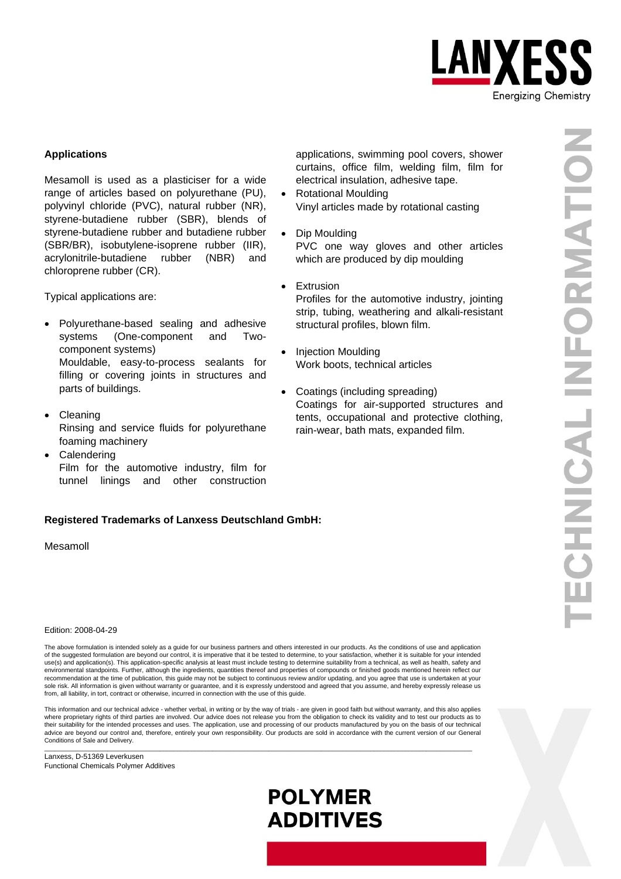**Applications**

Mesamoll is used as a plasticiser for a wide range of articles based on polyurethane (PU), polyvinyl chloride (PVC), natural rubber (NR), styrene-butadiene rubber (SBR), blends of styrene-butadiene rubber and butadiene rubber (SBR/BR), isobutylene-isoprene rubber (IIR), acrylonitrile-butadiene rubber (NBR) and chloroprene rubber (CR).

Typical applications are:

- Polyurethane-based sealing and adhesive systems (One-component and Two-component systems)
  Mouldable, easy-to-process sealants for filling or covering joints in structures and parts of buildings.
- Cleaning
  Rinsing and service fluids for polyurethane foaming machinery
- Calendering
  Film for the automotive industry, film for tunnel linings and other construction applications, swimming pool covers, shower curtains, office film, welding film, film for electrical insulation, adhesive tape.
- Rotational Moulding
  Vinyl articles made by rotational casting
- Dip Moulding
  PVC one way gloves and other articles which are produced by dip moulding
- Extrusion
  Profiles for the automotive industry, jointing strip, tubing, weathering and alkali-resistant structural profiles, blown film.
- Injection Moulding
  Work boots, technical articles
- Coatings (including spreading)
  Coatings for air-supported structures and tents, occupational and protective clothing, rain-wear, bath mats, expanded film.

**Registered Trademarks of Lanxess Deutschland GmbH:**

Mesamoll

Edition: 2008-04-29

The above formulation is intended solely as a guide for our business partners and others interested in our products. As the conditions of use and application of the suggested formulation are beyond our control, it is imperative that it be tested to determine, to your satisfaction, whether it is suitable for your intended use(s) and application(s). This application-specific analysis at least must include testing to determine suitability from a technical, as well as health, safety and environmental standpoints. Further, although the ingredients, quantities thereof and properties of compounds or finished goods mentioned herein reflect our recommendation at the time of publication, this guide may not be subject to continuous review and/or updating, and you agree that use is undertaken at your sole risk. All information is given without warranty or guarantee, and it is expressly understood and agreed that you assume, and hereby expressly release us from, all liability, in tort, contract or otherwise, incurred in connection with the use of this guide.

This information and our technical advice - whether verbal, in writing or by the way of trials - are given in good faith but without warranty, and this also applies where proprietary rights of third parties are involved. Our advice does not release you from the obligation to check its validity and to test our products as to their suitability for the intended processes and uses. The application, use and processing of our products manufactured by you on the basis of our technical advice are beyond our control and, therefore, entirely your own responsibility. Our products are sold in accordance with the current version of our General Conditions of Sale and Delivery.

Lanxess, D-51369 Leverkusen
Functional Chemicals Polymer Additives